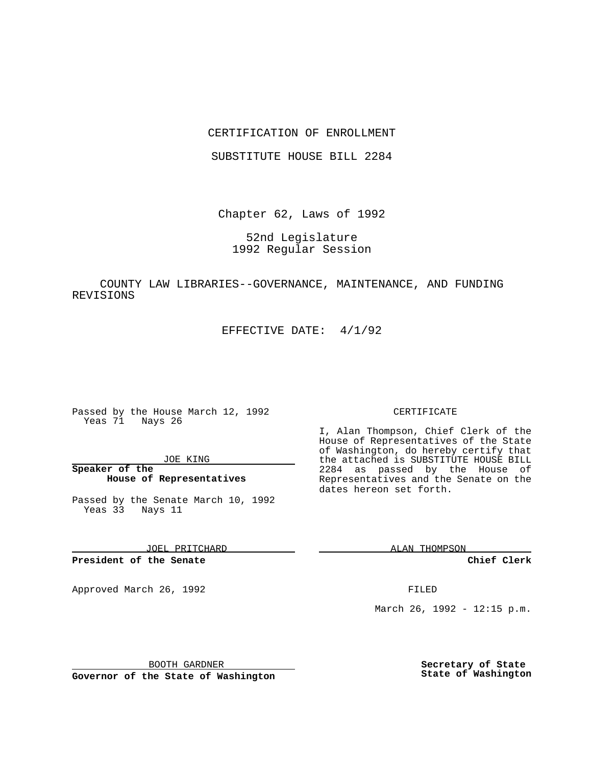# CERTIFICATION OF ENROLLMENT

## SUBSTITUTE HOUSE BILL 2284

Chapter 62, Laws of 1992

52nd Legislature
1992 Regular Session

COUNTY LAW LIBRARIES--GOVERNANCE, MAINTENANCE, AND FUNDING REVISIONS

EFFECTIVE DATE: 4/1/92

Passed by the House March 12, 1992
Yeas 71 Nays 26

JOE KING

**Speaker of the House of Representatives**

Passed by the Senate March 10, 1992
Yeas 33 Nays 11

JOEL PRITCHARD

**President of the Senate**

Approved March 26, 1992

BOOTH GARDNER

**Governor of the State of Washington**

CERTIFICATE

I, Alan Thompson, Chief Clerk of the House of Representatives of the State of Washington, do hereby certify that the attached is SUBSTITUTE HOUSE BILL 2284 as passed by the House of Representatives and the Senate on the dates hereon set forth.

ALAN THOMPSON

**Chief Clerk**

FILED

March 26, 1992 - 12:15 p.m.

**Secretary of State**
**State of Washington**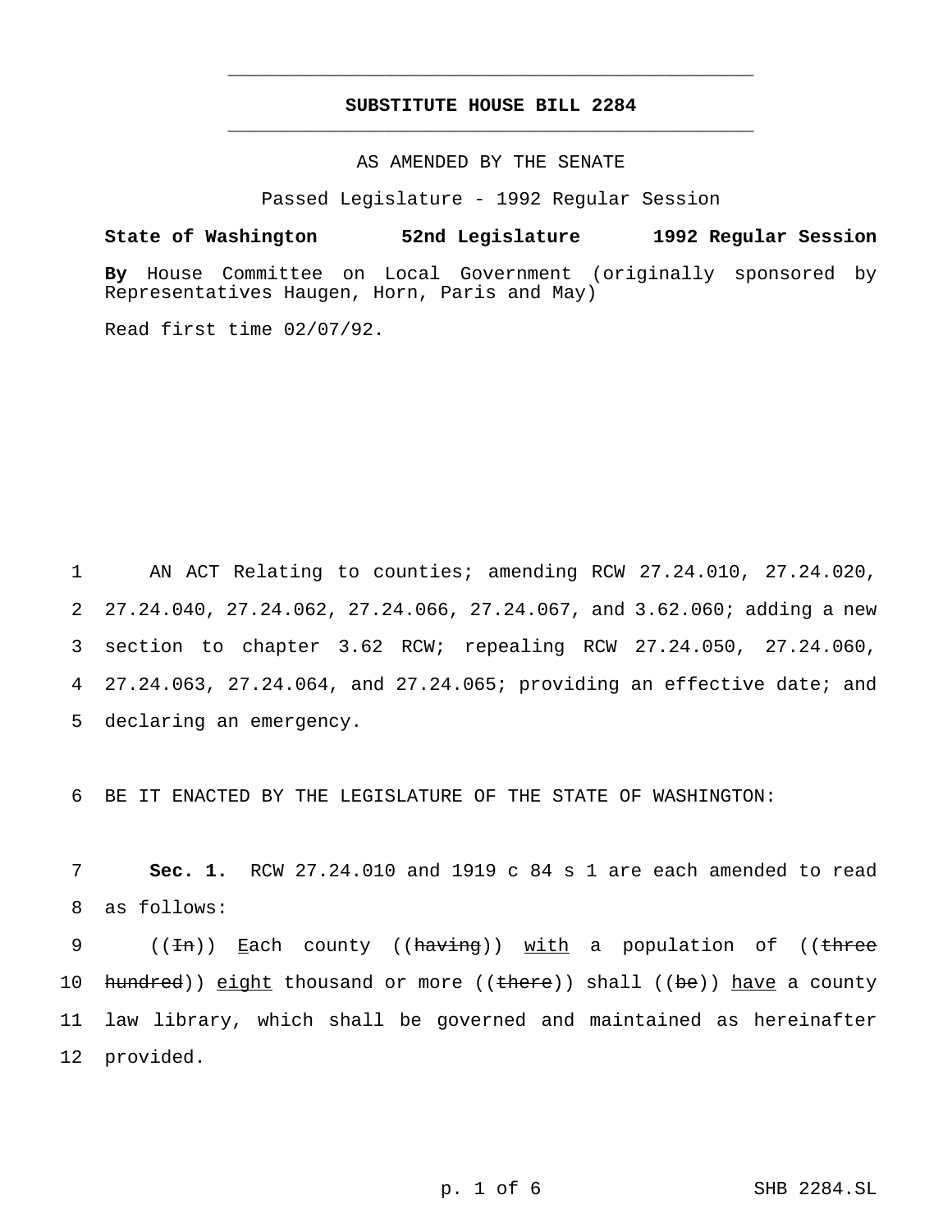# SUBSTITUTE HOUSE BILL 2284

AS AMENDED BY THE SENATE

Passed Legislature - 1992 Regular Session

**State of Washington 52nd Legislature 1992 Regular Session**

**By** House Committee on Local Government (originally sponsored by Representatives Haugen, Horn, Paris and May)

Read first time 02/07/92.

1 AN ACT Relating to counties; amending RCW 27.24.010, 27.24.020, 2 27.24.040, 27.24.062, 27.24.066, 27.24.067, and 3.62.060; adding a new 3 section to chapter 3.62 RCW; repealing RCW 27.24.050, 27.24.060, 4 27.24.063, 27.24.064, and 27.24.065; providing an effective date; and 5 declaring an emergency.

6 BE IT ENACTED BY THE LEGISLATURE OF THE STATE OF WASHINGTON:

7 **Sec. 1.** RCW 27.24.010 and 1919 c 84 s 1 are each amended to read 8 as follows:

9 ((~~In~~)) <u>E</u>ach county ((~~having~~)) <u>with</u> a population of ((~~three~~ 10 ~~hundred~~)) <u>eight</u> thousand or more ((~~there~~)) shall ((~~be~~)) <u>have</u> a county 11 law library, which shall be governed and maintained as hereinafter 12 provided.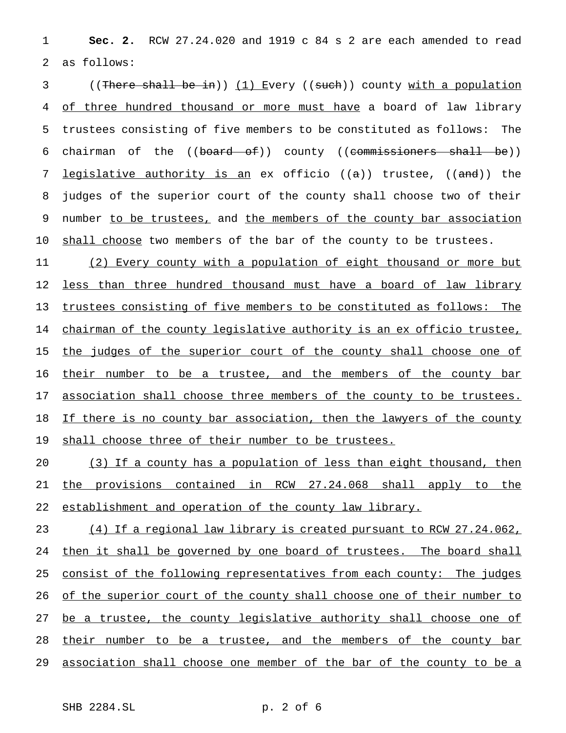**Sec. 2.** RCW 27.24.020 and 1919 c 84 s 2 are each amended to read as follows:

((~~There shall be in~~)) <u>(1) E</u>very ((~~such~~)) county <u>with a population of three hundred thousand or more must have</u> a board of law library trustees consisting of five members to be constituted as follows: The chairman of the ((~~board of~~)) county ((~~commissioners shall be~~)) <u>legislative authority is an</u> ex officio ((~~a~~)) trustee, ((~~and~~)) the judges of the superior court of the county shall choose two of their number <u>to be trustees,</u> and <u>the members of the county bar association shall choose</u> two members of the bar of the county to be trustees.

<u>(2) Every county with a population of eight thousand or more but less than three hundred thousand must have a board of law library trustees consisting of five members to be constituted as follows: The chairman of the county legislative authority is an ex officio trustee, the judges of the superior court of the county shall choose one of their number to be a trustee, and the members of the county bar association shall choose three members of the county to be trustees. If there is no county bar association, then the lawyers of the county shall choose three of their number to be trustees.</u>

<u>(3) If a county has a population of less than eight thousand, then the provisions contained in RCW 27.24.068 shall apply to the establishment and operation of the county law library.</u>

<u>(4) If a regional law library is created pursuant to RCW 27.24.062, then it shall be governed by one board of trustees. The board shall consist of the following representatives from each county: The judges of the superior court of the county shall choose one of their number to be a trustee, the county legislative authority shall choose one of their number to be a trustee, and the members of the county bar association shall choose one member of the bar of the county to be a</u>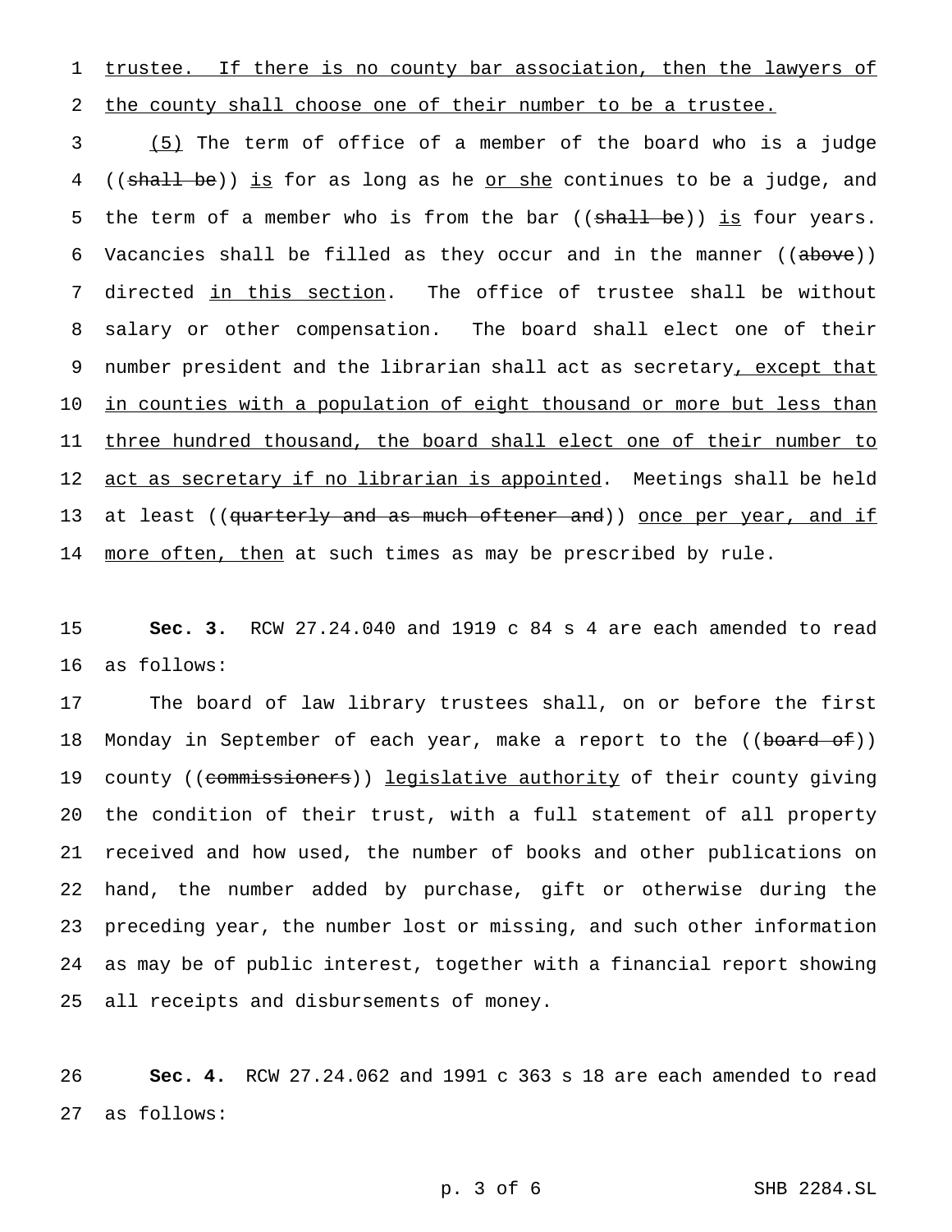trustee. If there is no county bar association, then the lawyers of the county shall choose one of their number to be a trustee.

(5) The term of office of a member of the board who is a judge ((~~shall be~~)) is for as long as he or she continues to be a judge, and the term of a member who is from the bar ((~~shall be~~)) is four years. Vacancies shall be filled as they occur and in the manner ((~~above~~)) directed in this section. The office of trustee shall be without salary or other compensation. The board shall elect one of their number president and the librarian shall act as secretary, except that in counties with a population of eight thousand or more but less than three hundred thousand, the board shall elect one of their number to act as secretary if no librarian is appointed. Meetings shall be held at least ((~~quarterly and as much oftener and~~)) once per year, and if more often, then at such times as may be prescribed by rule.

**Sec. 3.** RCW 27.24.040 and 1919 c 84 s 4 are each amended to read as follows:

The board of law library trustees shall, on or before the first Monday in September of each year, make a report to the ((~~board of~~)) county ((~~commissioners~~)) legislative authority of their county giving the condition of their trust, with a full statement of all property received and how used, the number of books and other publications on hand, the number added by purchase, gift or otherwise during the preceding year, the number lost or missing, and such other information as may be of public interest, together with a financial report showing all receipts and disbursements of money.

**Sec. 4.** RCW 27.24.062 and 1991 c 363 s 18 are each amended to read as follows: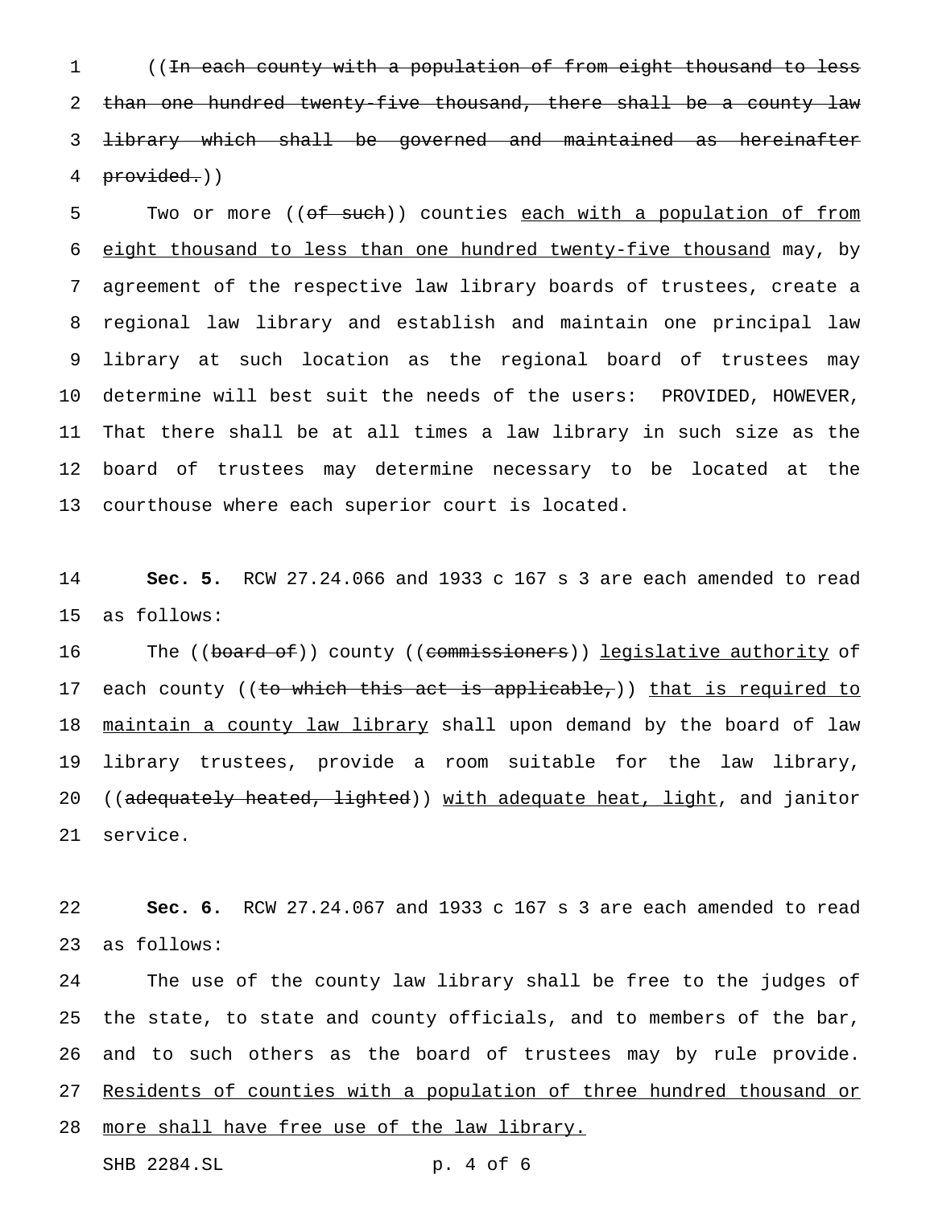((~~In each county with a population of from eight thousand to less than one hundred twenty-five thousand, there shall be a county law library which shall be governed and maintained as hereinafter provided.~~))

Two or more ((~~of such~~)) counties <u>each with a population of from eight thousand to less than one hundred twenty-five thousand</u> may, by agreement of the respective law library boards of trustees, create a regional law library and establish and maintain one principal law library at such location as the regional board of trustees may determine will best suit the needs of the users: PROVIDED, HOWEVER, That there shall be at all times a law library in such size as the board of trustees may determine necessary to be located at the courthouse where each superior court is located.

**Sec. 5.** RCW 27.24.066 and 1933 c 167 s 3 are each amended to read as follows:

The ((~~board of~~)) county ((~~commissioners~~)) <u>legislative authority</u> of each county ((~~to which this act is applicable,~~)) <u>that is required to maintain a county law library</u> shall upon demand by the board of law library trustees, provide a room suitable for the law library, ((~~adequately heated, lighted~~)) <u>with adequate heat, light</u>, and janitor service.

**Sec. 6.** RCW 27.24.067 and 1933 c 167 s 3 are each amended to read as follows:

The use of the county law library shall be free to the judges of the state, to state and county officials, and to members of the bar, and to such others as the board of trustees may by rule provide. <u>Residents of counties with a population of three hundred thousand or more shall have free use of the law library.</u>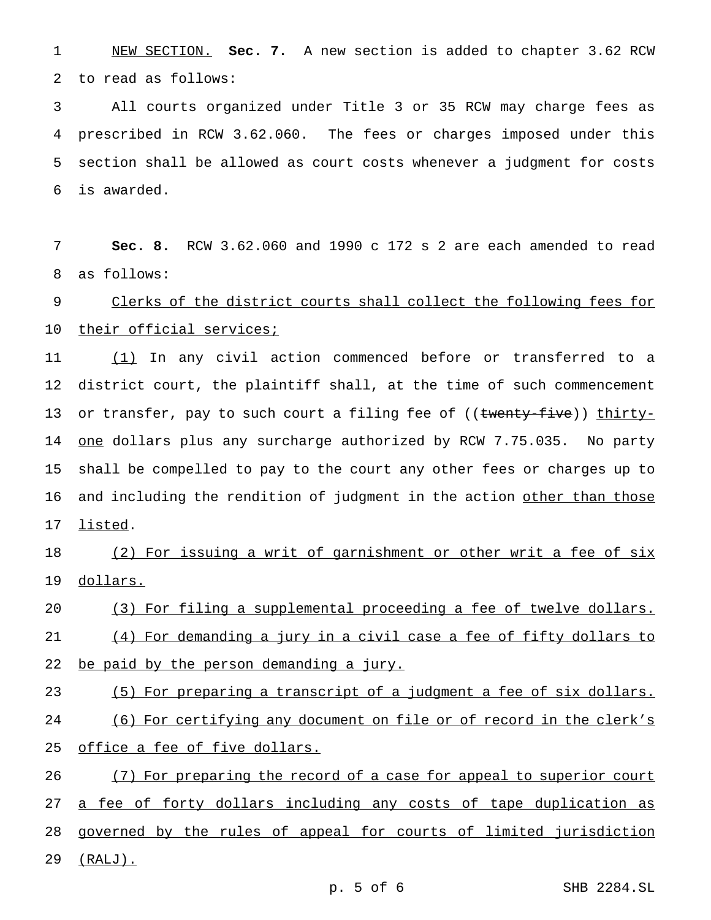NEW SECTION. **Sec. 7.** A new section is added to chapter 3.62 RCW to read as follows:

All courts organized under Title 3 or 35 RCW may charge fees as prescribed in RCW 3.62.060. The fees or charges imposed under this section shall be allowed as court costs whenever a judgment for costs is awarded.

**Sec. 8.** RCW 3.62.060 and 1990 c 172 s 2 are each amended to read as follows:

Clerks of the district courts shall collect the following fees for their official services;

(1) In any civil action commenced before or transferred to a district court, the plaintiff shall, at the time of such commencement or transfer, pay to such court a filing fee of ((~~twenty-five~~)) thirty-one dollars plus any surcharge authorized by RCW 7.75.035. No party shall be compelled to pay to the court any other fees or charges up to and including the rendition of judgment in the action other than those listed.

(2) For issuing a writ of garnishment or other writ a fee of six dollars.

(3) For filing a supplemental proceeding a fee of twelve dollars.

(4) For demanding a jury in a civil case a fee of fifty dollars to be paid by the person demanding a jury.

(5) For preparing a transcript of a judgment a fee of six dollars.

(6) For certifying any document on file or of record in the clerk's office a fee of five dollars.

(7) For preparing the record of a case for appeal to superior court a fee of forty dollars including any costs of tape duplication as governed by the rules of appeal for courts of limited jurisdiction (RALJ).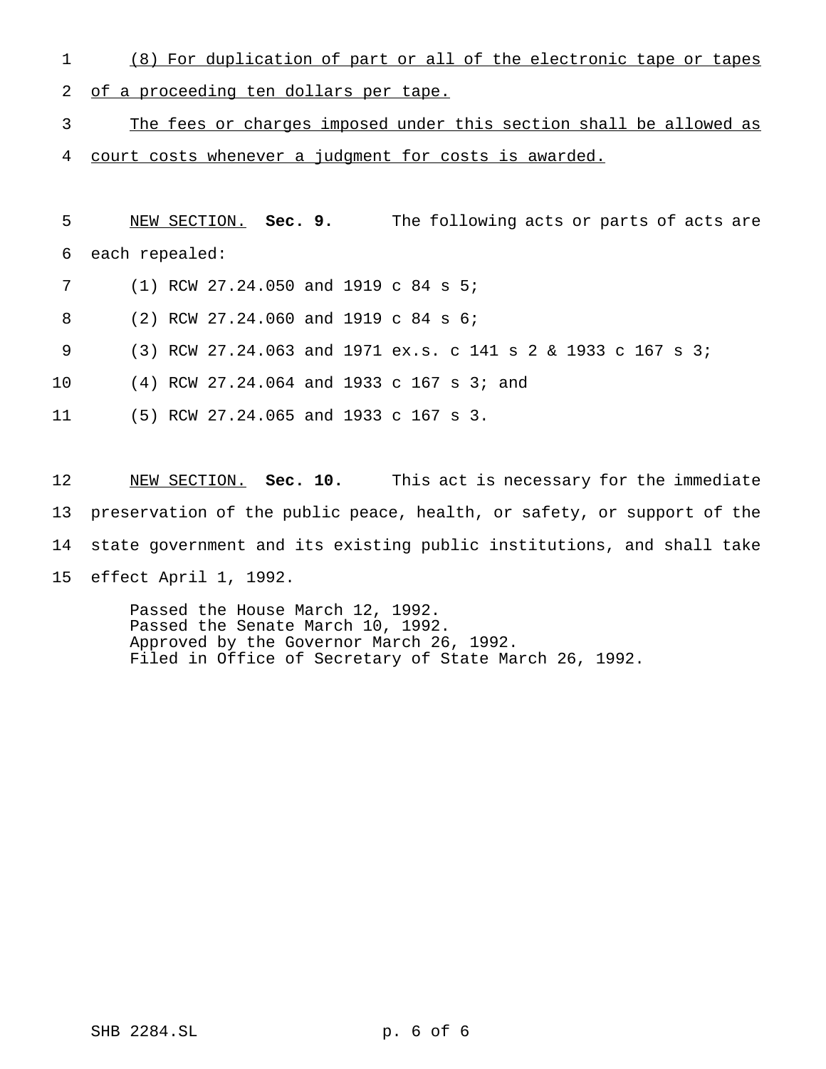(8) For duplication of part or all of the electronic tape or tapes of a proceeding ten dollars per tape.

The fees or charges imposed under this section shall be allowed as court costs whenever a judgment for costs is awarded.

NEW SECTION. **Sec. 9.** The following acts or parts of acts are each repealed:

(1) RCW 27.24.050 and 1919 c 84 s 5;

(2) RCW 27.24.060 and 1919 c 84 s 6;

(3) RCW 27.24.063 and 1971 ex.s. c 141 s 2 & 1933 c 167 s 3;

(4) RCW 27.24.064 and 1933 c 167 s 3; and

(5) RCW 27.24.065 and 1933 c 167 s 3.

NEW SECTION. **Sec. 10.** This act is necessary for the immediate preservation of the public peace, health, or safety, or support of the state government and its existing public institutions, and shall take effect April 1, 1992.

Passed the House March 12, 1992.
Passed the Senate March 10, 1992.
Approved by the Governor March 26, 1992.
Filed in Office of Secretary of State March 26, 1992.